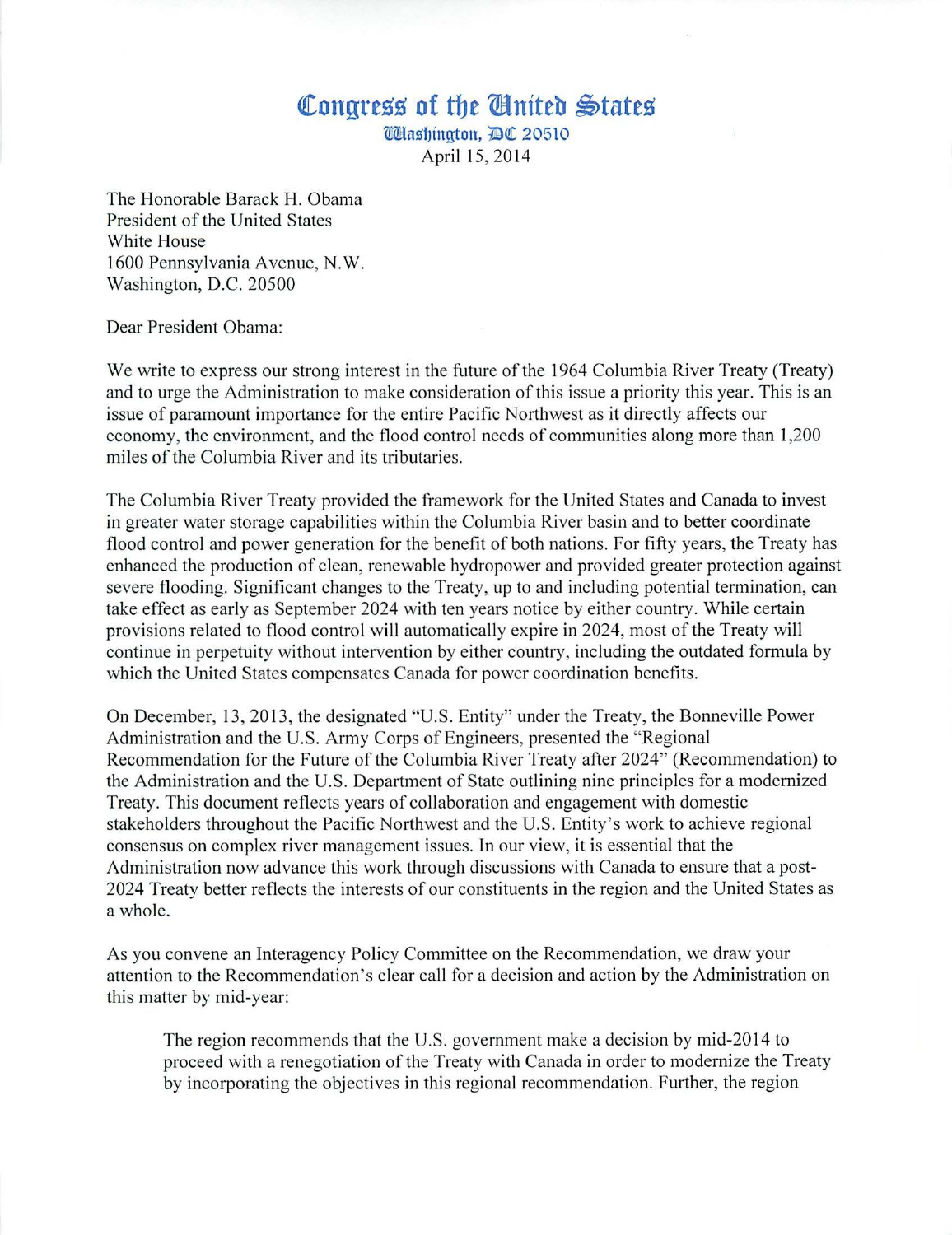# Congress of the United States

Washington, DC 20510

April 15, 2014

The Honorable Barack H. Obama
President of the United States
White House
1600 Pennsylvania Avenue, N.W.
Washington, D.C. 20500

Dear President Obama:

We write to express our strong interest in the future of the 1964 Columbia River Treaty (Treaty) and to urge the Administration to make consideration of this issue a priority this year. This is an issue of paramount importance for the entire Pacific Northwest as it directly affects our economy, the environment, and the flood control needs of communities along more than 1,200 miles of the Columbia River and its tributaries.

The Columbia River Treaty provided the framework for the United States and Canada to invest in greater water storage capabilities within the Columbia River basin and to better coordinate flood control and power generation for the benefit of both nations. For fifty years, the Treaty has enhanced the production of clean, renewable hydropower and provided greater protection against severe flooding. Significant changes to the Treaty, up to and including potential termination, can take effect as early as September 2024 with ten years notice by either country. While certain provisions related to flood control will automatically expire in 2024, most of the Treaty will continue in perpetuity without intervention by either country, including the outdated formula by which the United States compensates Canada for power coordination benefits.

On December, 13, 2013, the designated "U.S. Entity" under the Treaty, the Bonneville Power Administration and the U.S. Army Corps of Engineers, presented the "Regional Recommendation for the Future of the Columbia River Treaty after 2024" (Recommendation) to the Administration and the U.S. Department of State outlining nine principles for a modernized Treaty. This document reflects years of collaboration and engagement with domestic stakeholders throughout the Pacific Northwest and the U.S. Entity's work to achieve regional consensus on complex river management issues. In our view, it is essential that the Administration now advance this work through discussions with Canada to ensure that a post-2024 Treaty better reflects the interests of our constituents in the region and the United States as a whole.

As you convene an Interagency Policy Committee on the Recommendation, we draw your attention to the Recommendation's clear call for a decision and action by the Administration on this matter by mid-year:

> The region recommends that the U.S. government make a decision by mid-2014 to proceed with a renegotiation of the Treaty with Canada in order to modernize the Treaty by incorporating the objectives in this regional recommendation. Further, the region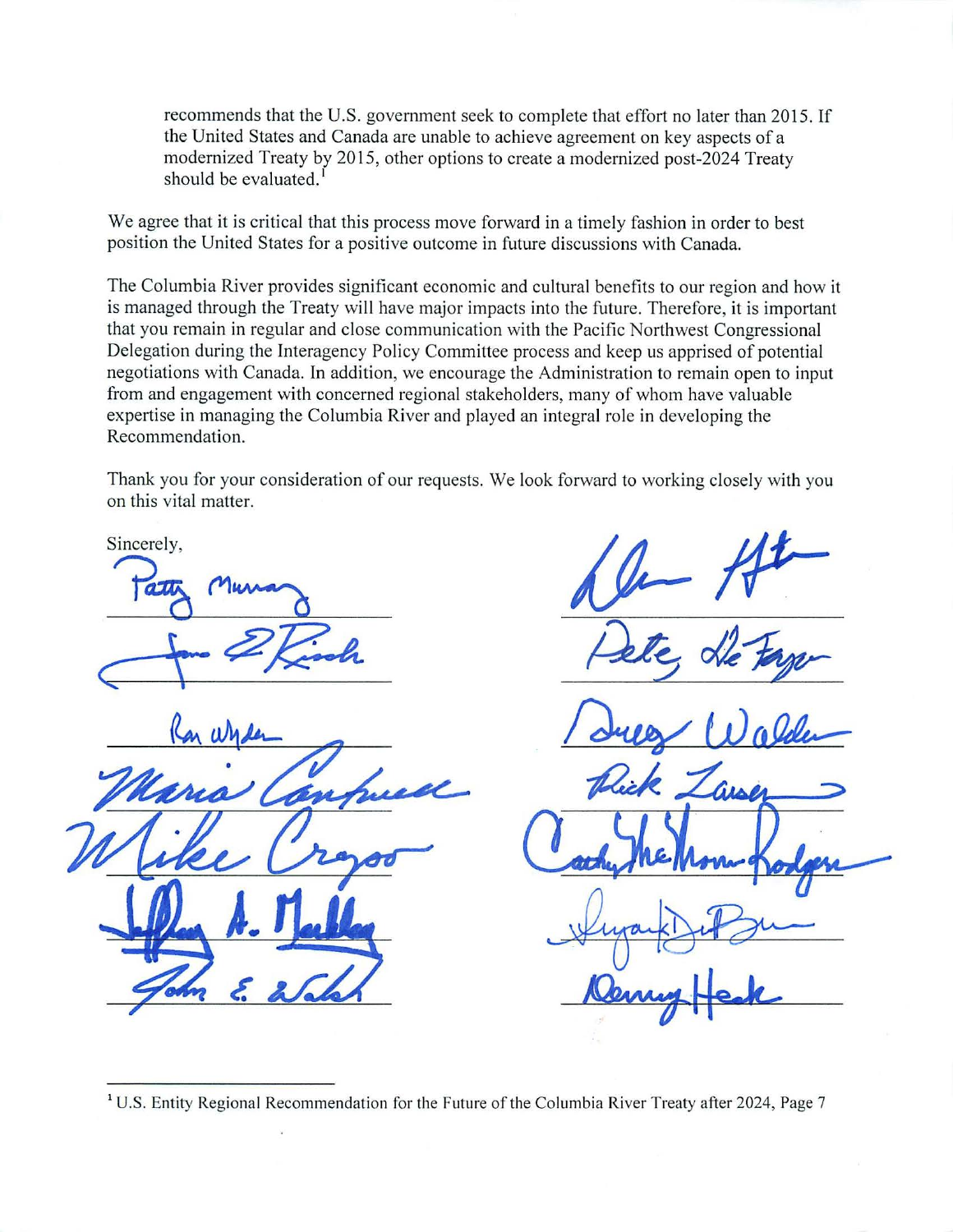recommends that the U.S. government seek to complete that effort no later than 2015. If the United States and Canada are unable to achieve agreement on key aspects of a modernized Treaty by 2015, other options to create a modernized post-2024 Treaty should be evaluated.[1]

We agree that it is critical that this process move forward in a timely fashion in order to best position the United States for a positive outcome in future discussions with Canada.

The Columbia River provides significant economic and cultural benefits to our region and how it is managed through the Treaty will have major impacts into the future. Therefore, it is important that you remain in regular and close communication with the Pacific Northwest Congressional Delegation during the Interagency Policy Committee process and keep us apprised of potential negotiations with Canada. In addition, we encourage the Administration to remain open to input from and engagement with concerned regional stakeholders, many of whom have valuable expertise in managing the Columbia River and played an integral role in developing the Recommendation.

Thank you for your consideration of our requests. We look forward to working closely with you on this vital matter.

Sincerely,

Patty Murray

James E. Risch

Ron Wyden

Maria Cantwell

Mike Crapo

Jeffrey A. Merkley

John E. Walsh

Doc Hastings

Pete DeFazio

Greg Walden

Rick Larsen

Cathy McMorris Rodgers

Suzanne DelBene

Denny Heck

---

[1] U.S. Entity Regional Recommendation for the Future of the Columbia River Treaty after 2024, Page 7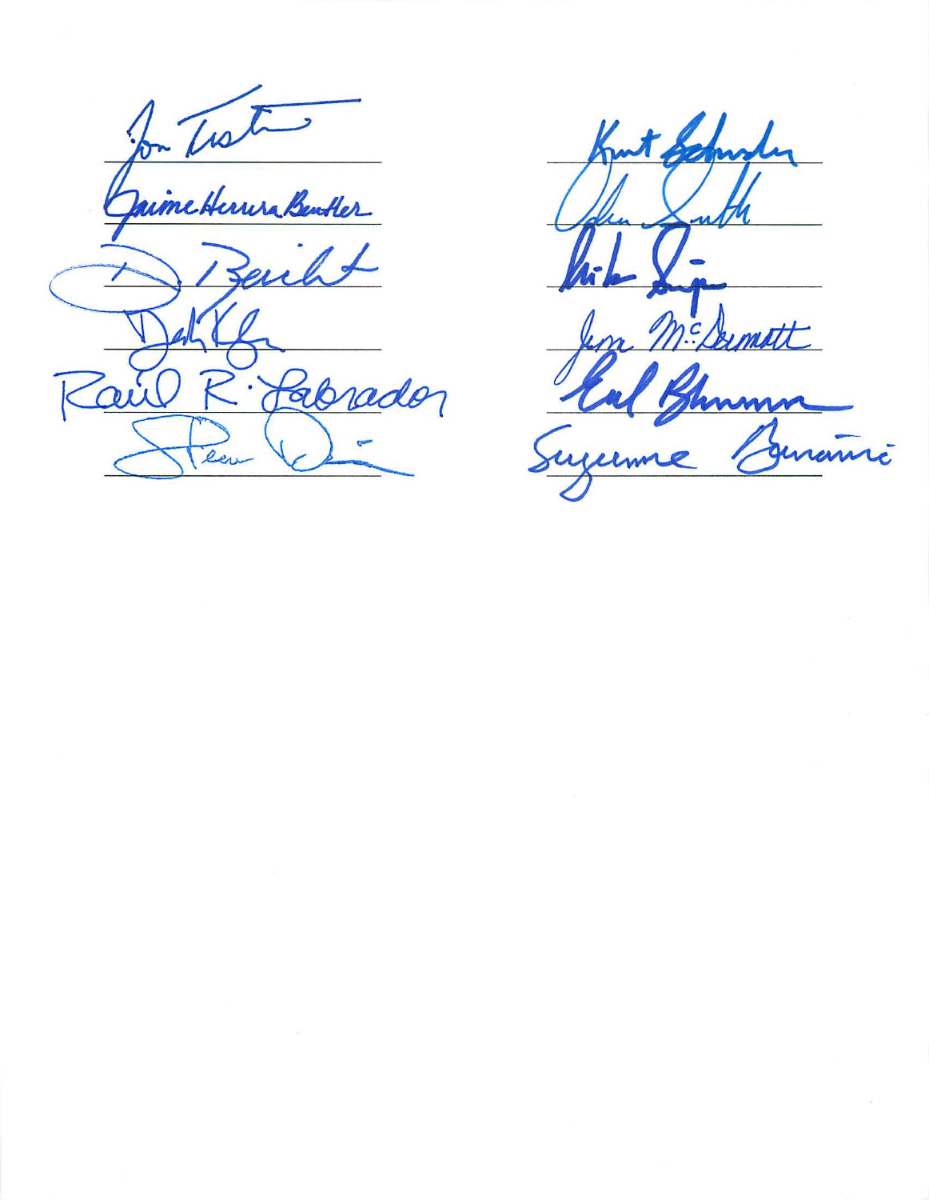Jon Tester

Jaime Herrera Beutler

D. Reichert

Derek Kilmer

Raúl R. Labrador

Steve Daines

Kurt Schrader

Adam Smith

Mike Simpson

Jim McDermott

Earl Blumenauer

Suzanne Bonamici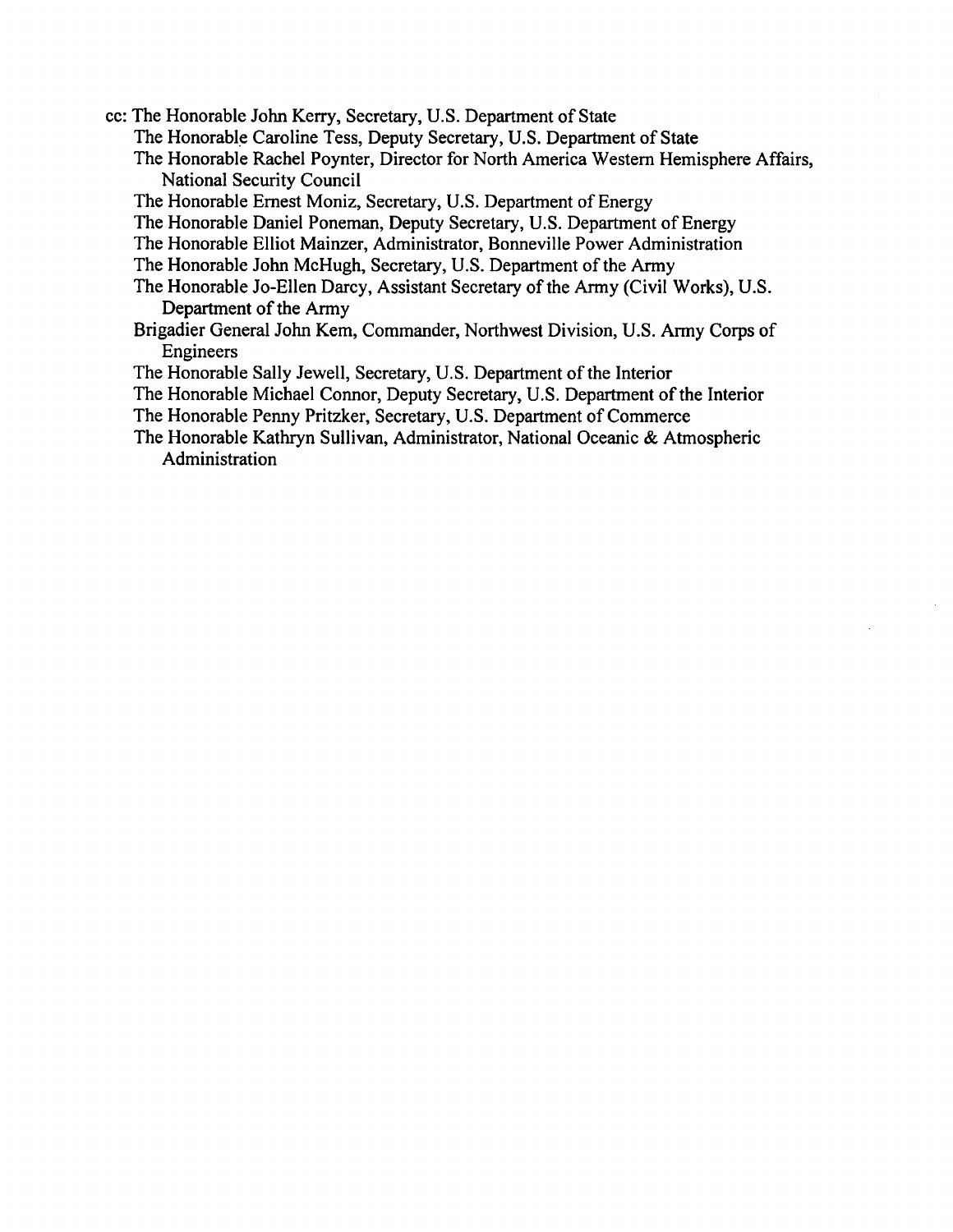cc: The Honorable John Kerry, Secretary, U.S. Department of State

The Honorable Caroline Tess, Deputy Secretary, U.S. Department of State

The Honorable Rachel Poynter, Director for North America Western Hemisphere Affairs, National Security Council

The Honorable Ernest Moniz, Secretary, U.S. Department of Energy

The Honorable Daniel Poneman, Deputy Secretary, U.S. Department of Energy

The Honorable Elliot Mainzer, Administrator, Bonneville Power Administration

The Honorable John McHugh, Secretary, U.S. Department of the Army

The Honorable Jo-Ellen Darcy, Assistant Secretary of the Army (Civil Works), U.S. Department of the Army

Brigadier General John Kem, Commander, Northwest Division, U.S. Army Corps of Engineers

The Honorable Sally Jewell, Secretary, U.S. Department of the Interior

The Honorable Michael Connor, Deputy Secretary, U.S. Department of the Interior

The Honorable Penny Pritzker, Secretary, U.S. Department of Commerce

The Honorable Kathryn Sullivan, Administrator, National Oceanic & Atmospheric Administration